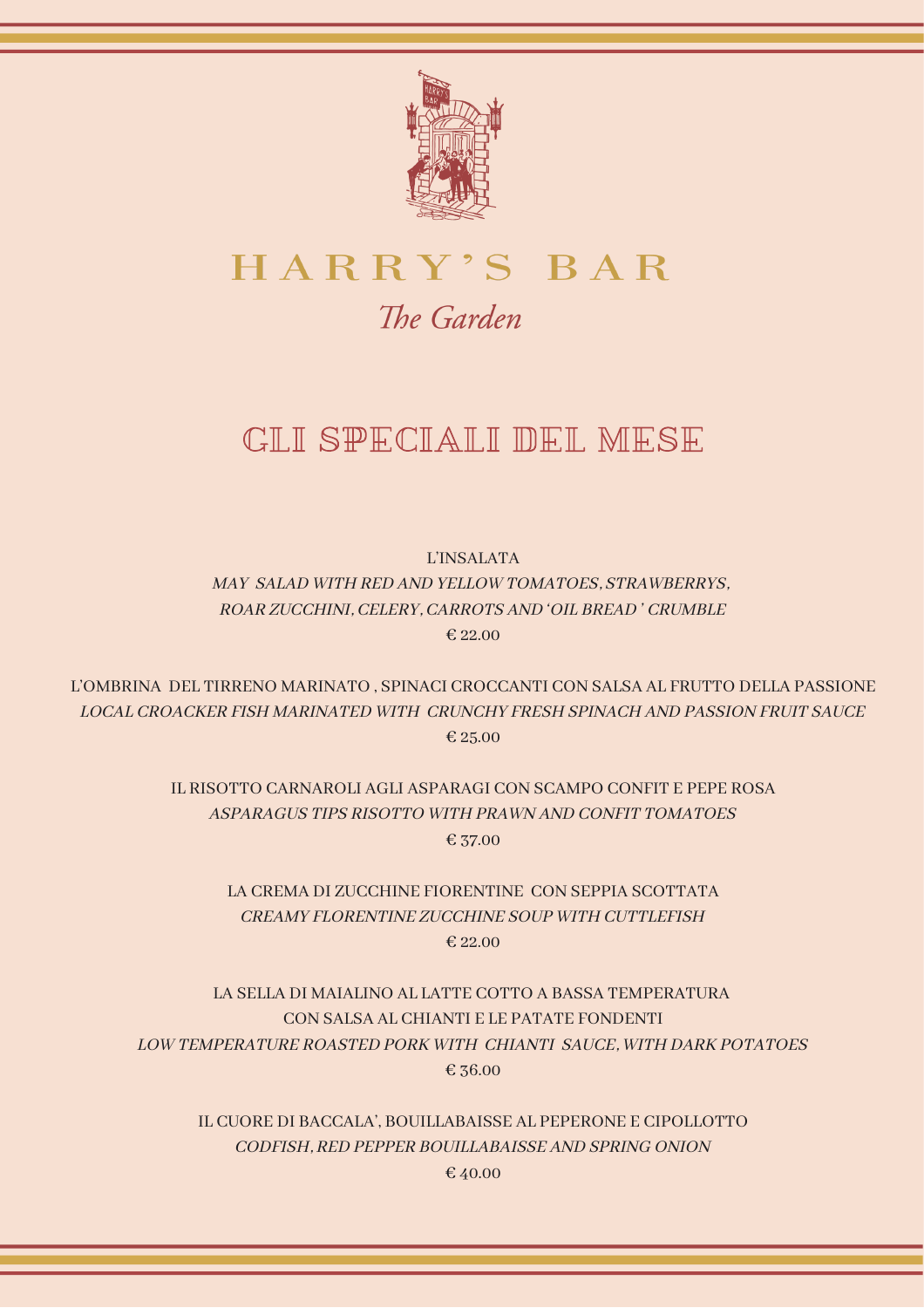# HARRY'S BAR

*The Garden*

## GLI SPECIALI DEL MESE

L'INSALATA
*MAY SALAD WITH RED AND YELLOW TOMATOES, STRAWBERRYS, ROAR ZUCCHINI, CELERY, CARROTS AND 'OIL BREAD ' CRUMBLE*
€ 22.00

L'OMBRINA DEL TIRRENO MARINATO , SPINACI CROCCANTI CON SALSA AL FRUTTO DELLA PASSIONE
*LOCAL CROACKER FISH MARINATED WITH CRUNCHY FRESH SPINACH AND PASSION FRUIT SAUCE*
€ 25.00

IL RISOTTO CARNAROLI AGLI ASPARAGI CON SCAMPO CONFIT E PEPE ROSA
*ASPARAGUS TIPS RISOTTO WITH PRAWN AND CONFIT TOMATOES*
€ 37.00

LA CREMA DI ZUCCHINE FIORENTINE CON SEPPIA SCOTTATA
*CREAMY FLORENTINE ZUCCHINE SOUP WITH CUTTLEFISH*
€ 22.00

LA SELLA DI MAIALINO AL LATTE COTTO A BASSA TEMPERATURA CON SALSA AL CHIANTI E LE PATATE FONDENTI
*LOW TEMPERATURE ROASTED PORK WITH CHIANTI SAUCE, WITH DARK POTATOES*
€ 36.00

IL CUORE DI BACCALA', BOUILLABAISSE AL PEPERONE E CIPOLLOTTO
*CODFISH, RED PEPPER BOUILLABAISSE AND SPRING ONION*
€ 40.00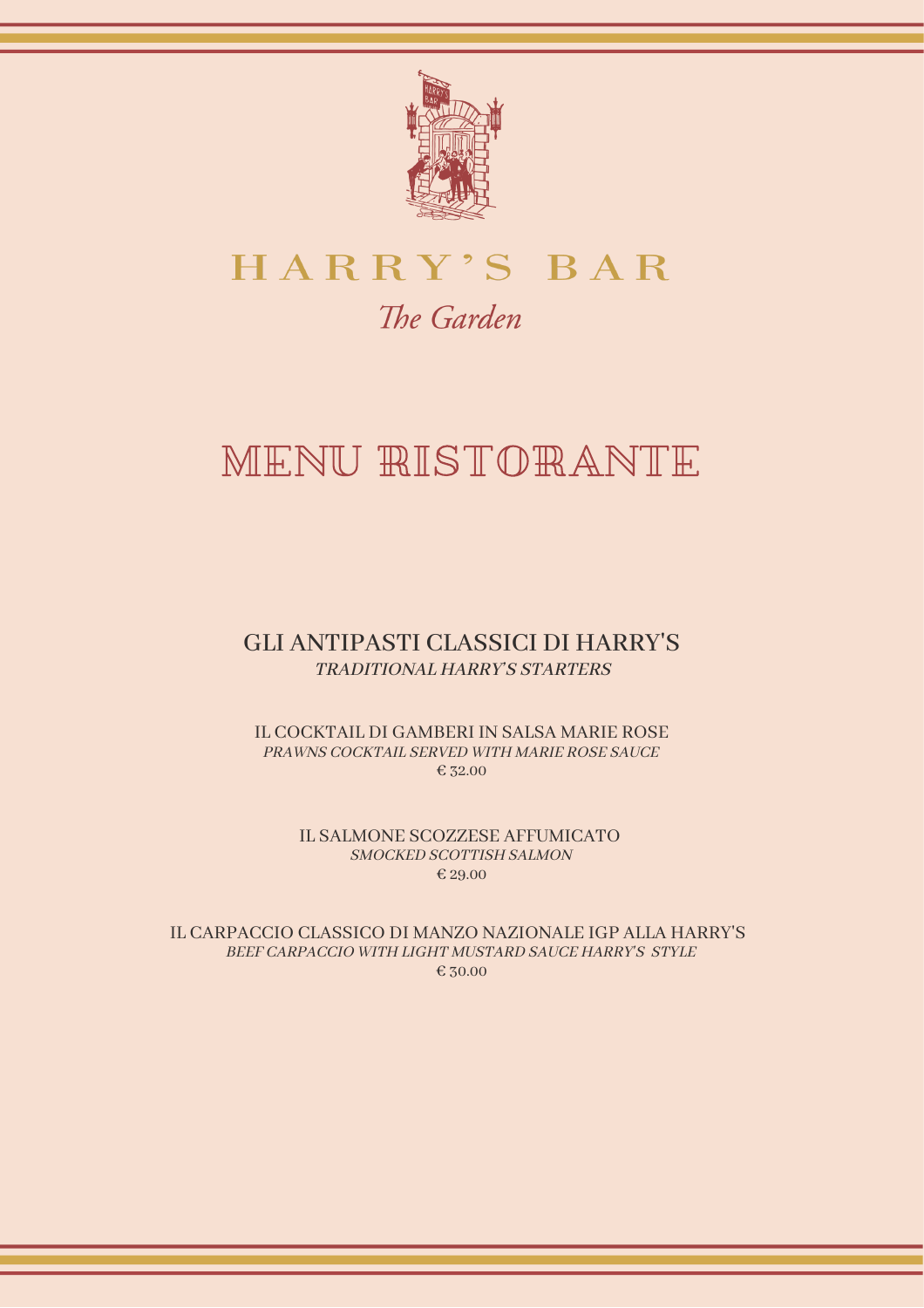# HARRY'S BAR

*The Garden*

# MENU RISTORANTE

## GLI ANTIPASTI CLASSICI DI HARRY'S

*TRADITIONAL HARRY'S STARTERS*

IL COCKTAIL DI GAMBERI IN SALSA MARIE ROSE
*PRAWNS COCKTAIL SERVED WITH MARIE ROSE SAUCE*
€ 32.00

IL SALMONE SCOZZESE AFFUMICATO
*SMOCKED SCOTTISH SALMON*
€ 29.00

IL CARPACCIO CLASSICO DI MANZO NAZIONALE IGP ALLA HARRY'S
*BEEF CARPACCIO WITH LIGHT MUSTARD SAUCE HARRY'S STYLE*
€ 30.00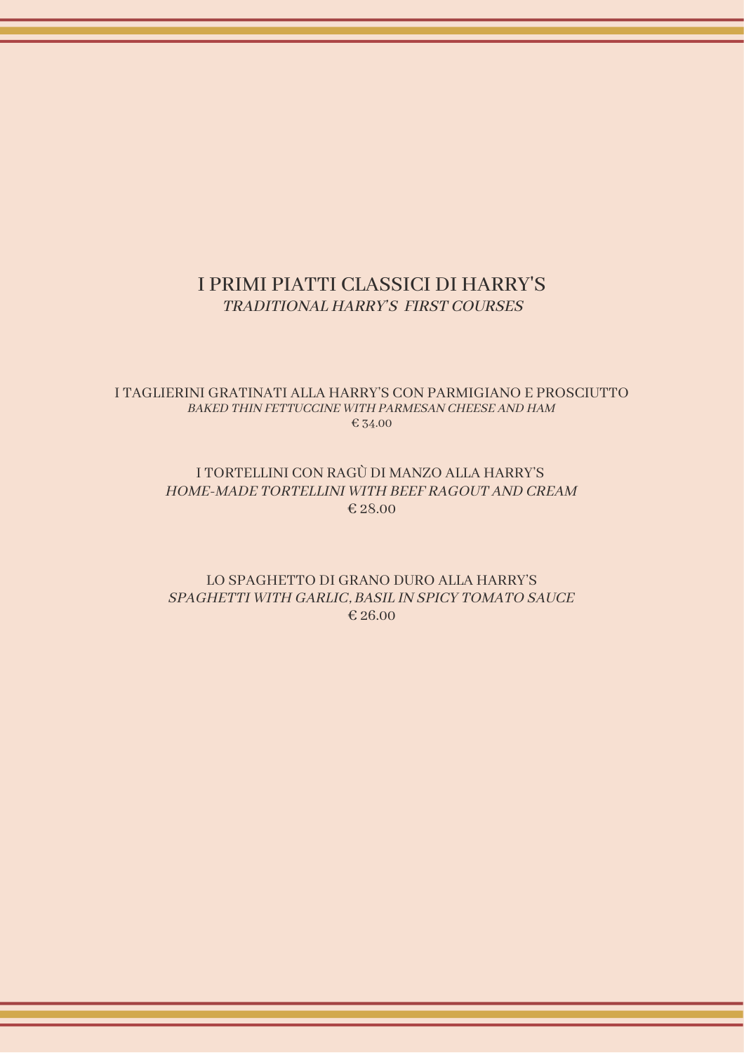## I PRIMI PIATTI CLASSICI DI HARRY'S

*TRADITIONAL HARRY'S FIRST COURSES*

I TAGLIERINI GRATINATI ALLA HARRY'S CON PARMIGIANO E PROSCIUTTO
*BAKED THIN FETTUCCINE WITH PARMESAN CHEESE AND HAM*
€ 34.00

I TORTELLINI CON RAGÙ DI MANZO ALLA HARRY'S
*HOME-MADE TORTELLINI WITH BEEF RAGOUT AND CREAM*
€ 28.00

LO SPAGHETTO DI GRANO DURO ALLA HARRY'S
*SPAGHETTI WITH GARLIC, BASIL IN SPICY TOMATO SAUCE*
€ 26.00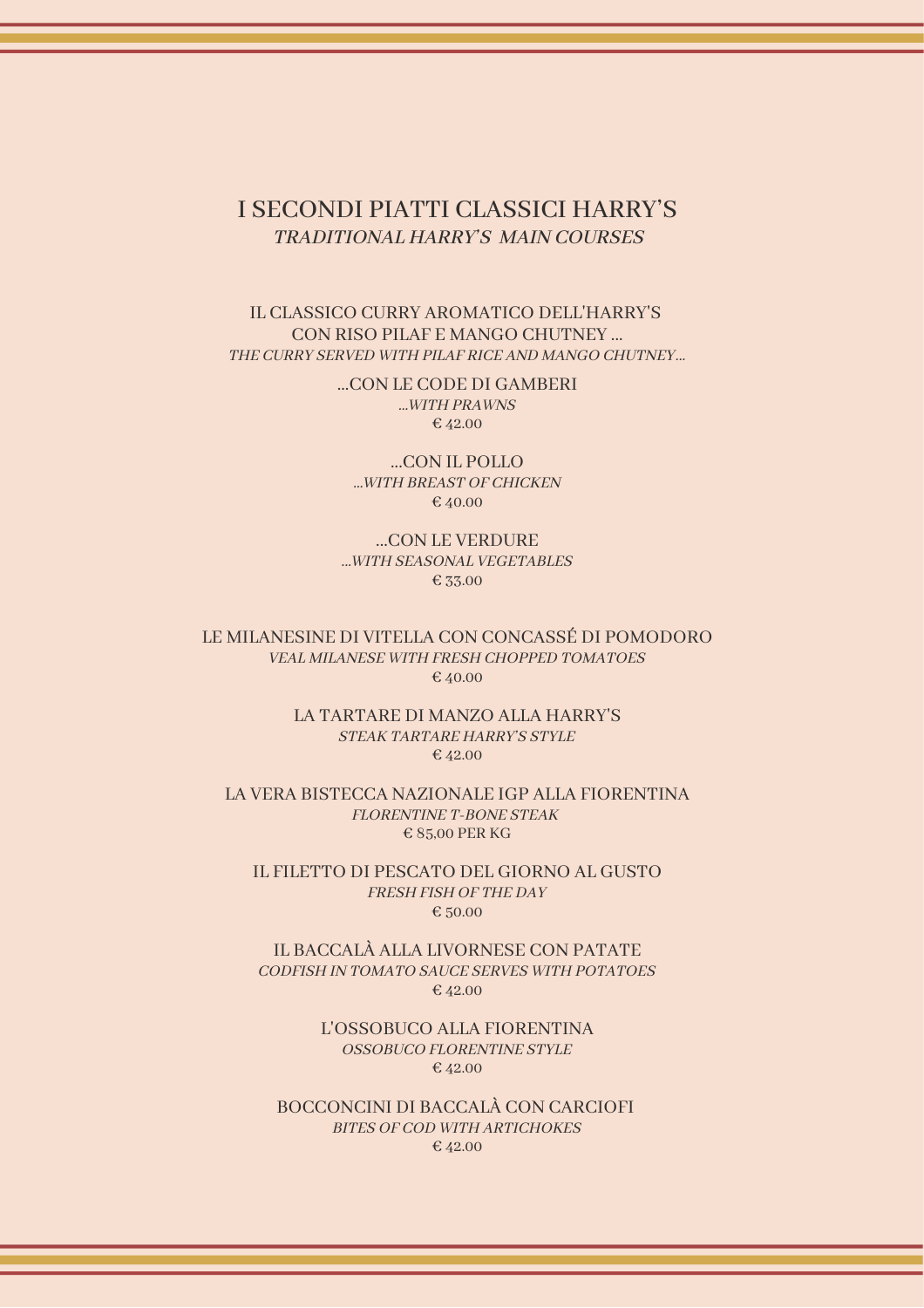# I SECONDI PIATTI CLASSICI HARRY'S

*TRADITIONAL HARRY'S MAIN COURSES*

IL CLASSICO CURRY AROMATICO DELL'HARRY'S
CON RISO PILAF E MANGO CHUTNEY ...
*THE CURRY SERVED WITH PILAF RICE AND MANGO CHUTNEY...*

...CON LE CODE DI GAMBERI
*...WITH PRAWNS*
€ 42.00

...CON IL POLLO
*...WITH BREAST OF CHICKEN*
€ 40.00

...CON LE VERDURE
*...WITH SEASONAL VEGETABLES*
€ 33.00

LE MILANESINE DI VITELLA CON CONCASSÉ DI POMODORO
*VEAL MILANESE WITH FRESH CHOPPED TOMATOES*
€ 40.00

LA TARTARE DI MANZO ALLA HARRY'S
*STEAK TARTARE HARRY'S STYLE*
€ 42.00

LA VERA BISTECCA NAZIONALE IGP ALLA FIORENTINA
*FLORENTINE T-BONE STEAK*
€ 85,00 PER KG

IL FILETTO DI PESCATO DEL GIORNO AL GUSTO
*FRESH FISH OF THE DAY*
€ 50.00

IL BACCALÀ ALLA LIVORNESE CON PATATE
*CODFISH IN TOMATO SAUCE SERVES WITH POTATOES*
€ 42.00

L'OSSOBUCO ALLA FIORENTINA
*OSSOBUCO FLORENTINE STYLE*
€ 42.00

BOCCONCINI DI BACCALÀ CON CARCIOFI
*BITES OF COD WITH ARTICHOKES*
€ 42.00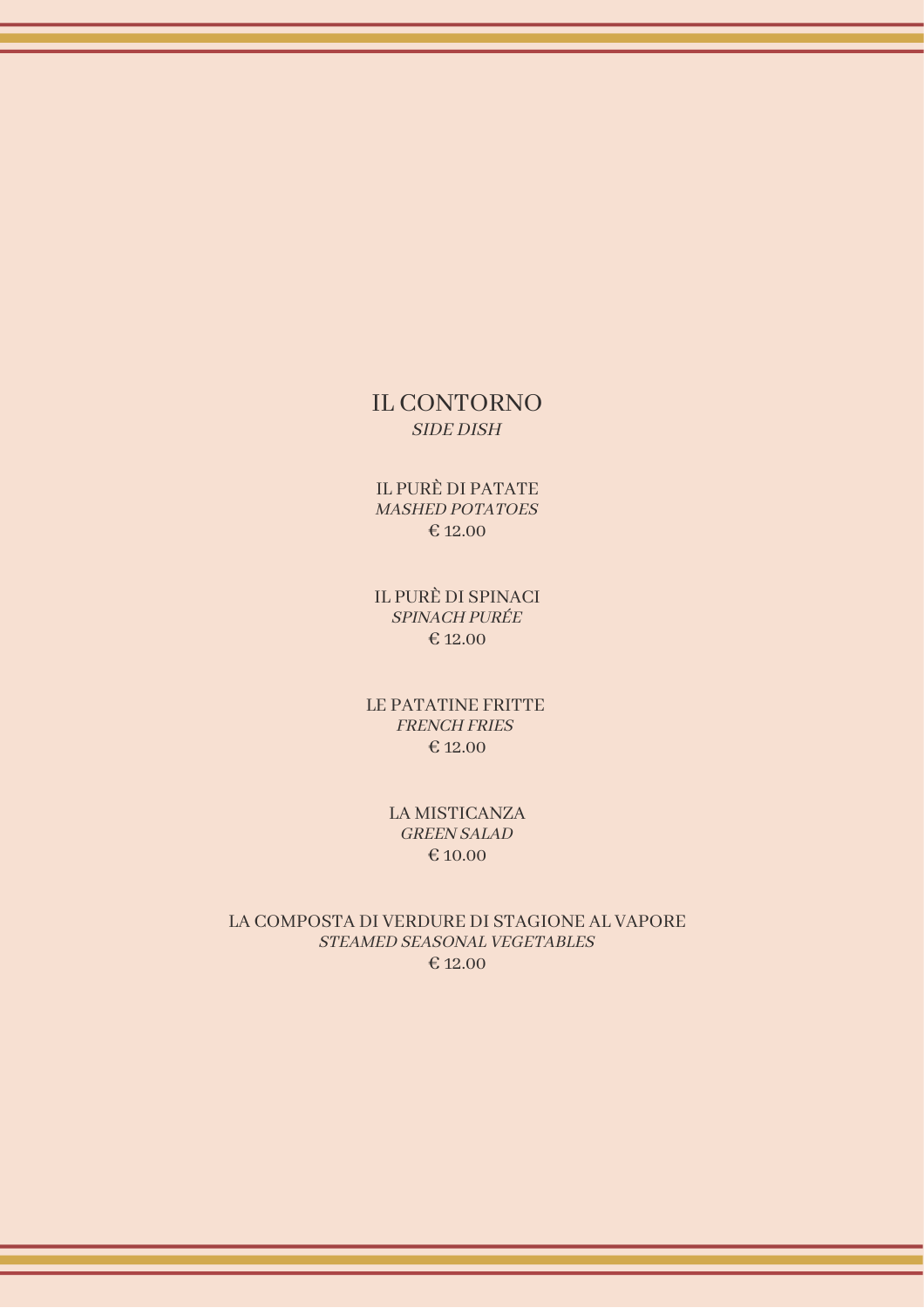# IL CONTORNO

*SIDE DISH*

IL PURÈ DI PATATE
*MASHED POTATOES*
€ 12.00

IL PURÈ DI SPINACI
*SPINACH PURÉE*
€ 12.00

LE PATATINE FRITTE
*FRENCH FRIES*
€ 12.00

LA MISTICANZA
*GREEN SALAD*
€ 10.00

LA COMPOSTA DI VERDURE DI STAGIONE AL VAPORE
*STEAMED SEASONAL VEGETABLES*
€ 12.00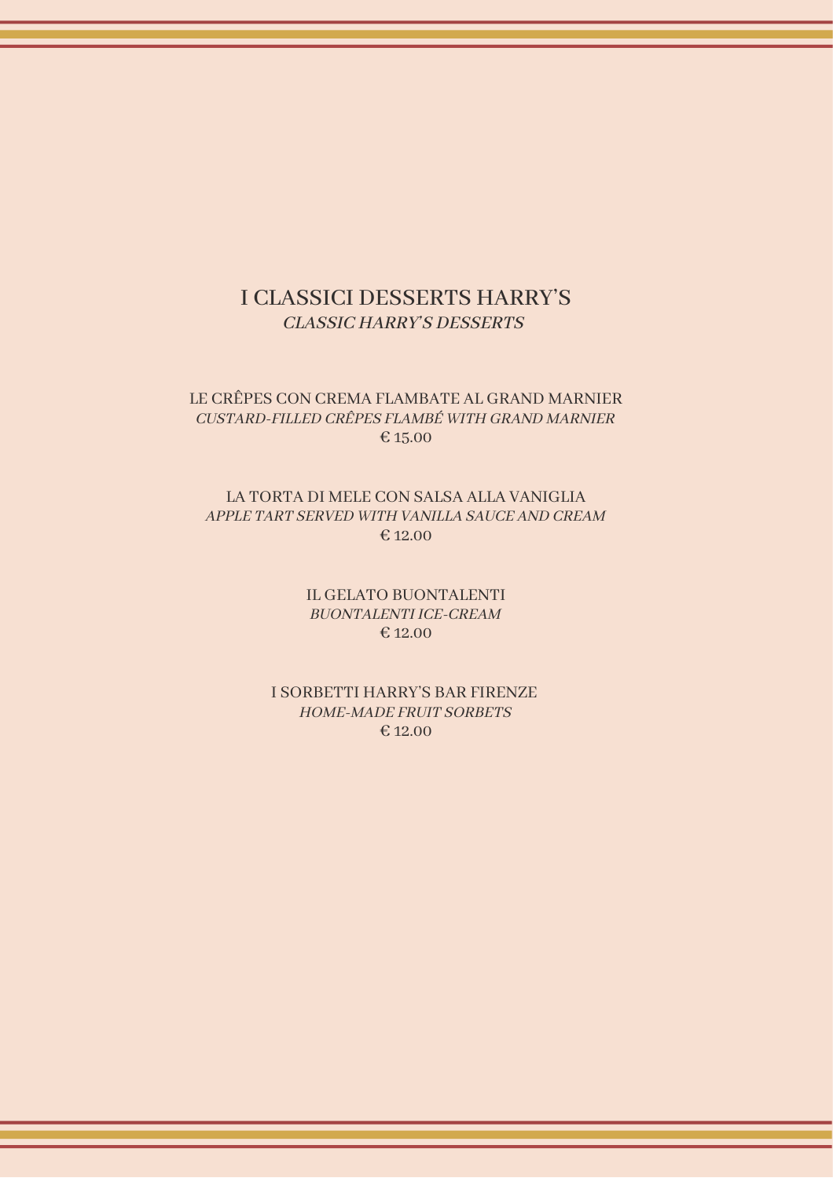## I CLASSICI DESSERTS HARRY'S
*CLASSIC HARRY'S DESSERTS*

LE CRÊPES CON CREMA FLAMBATE AL GRAND MARNIER
*CUSTARD-FILLED CRÊPES FLAMBÉ WITH GRAND MARNIER*
€ 15.00

LA TORTA DI MELE CON SALSA ALLA VANIGLIA
*APPLE TART SERVED WITH VANILLA SAUCE AND CREAM*
€ 12.00

IL GELATO BUONTALENTI
*BUONTALENTI ICE-CREAM*
€ 12.00

I SORBETTI HARRY'S BAR FIRENZE
*HOME-MADE FRUIT SORBETS*
€ 12.00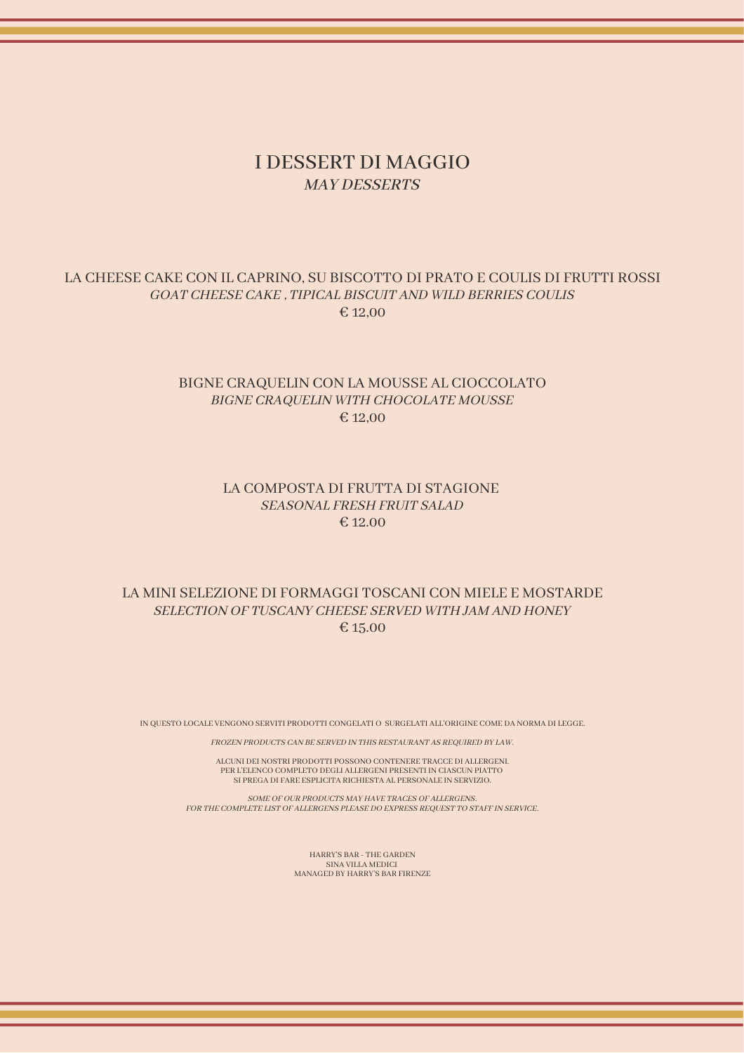# I DESSERT DI MAGGIO
*MAY DESSERTS*

LA CHEESE CAKE CON IL CAPRINO, SU BISCOTTO DI PRATO E COULIS DI FRUTTI ROSSI
*GOAT CHEESE CAKE , TIPICAL BISCUIT AND WILD BERRIES COULIS*
€ 12,00

BIGNE CRAQUELIN CON LA MOUSSE AL CIOCCOLATO
*BIGNE CRAQUELIN WITH CHOCOLATE MOUSSE*
€ 12,00

LA COMPOSTA DI FRUTTA DI STAGIONE
*SEASONAL FRESH FRUIT SALAD*
€ 12.00

LA MINI SELEZIONE DI FORMAGGI TOSCANI CON MIELE E MOSTARDE
*SELECTION OF TUSCANY CHEESE SERVED WITH JAM AND HONEY*
€ 15.00

IN QUESTO LOCALE VENGONO SERVITI PRODOTTI CONGELATI O SURGELATI ALL'ORIGINE COME DA NORMA DI LEGGE.

*FROZEN PRODUCTS CAN BE SERVED IN THIS RESTAURANT AS REQUIRED BY LAW.*

ALCUNI DEI NOSTRI PRODOTTI POSSONO CONTENERE TRACCE DI ALLERGENI.
PER L'ELENCO COMPLETO DEGLI ALLERGENI PRESENTI IN CIASCUN PIATTO
SI PREGA DI FARE ESPLICITA RICHIESTA AL PERSONALE IN SERVIZIO.

*SOME OF OUR PRODUCTS MAY HAVE TRACES OF ALLERGENS.*
*FOR THE COMPLETE LIST OF ALLERGENS PLEASE DO EXPRESS REQUEST TO STAFF IN SERVICE.*

HARRY'S BAR - THE GARDEN
SINA VILLA MEDICI
MANAGED BY HARRY'S BAR FIRENZE